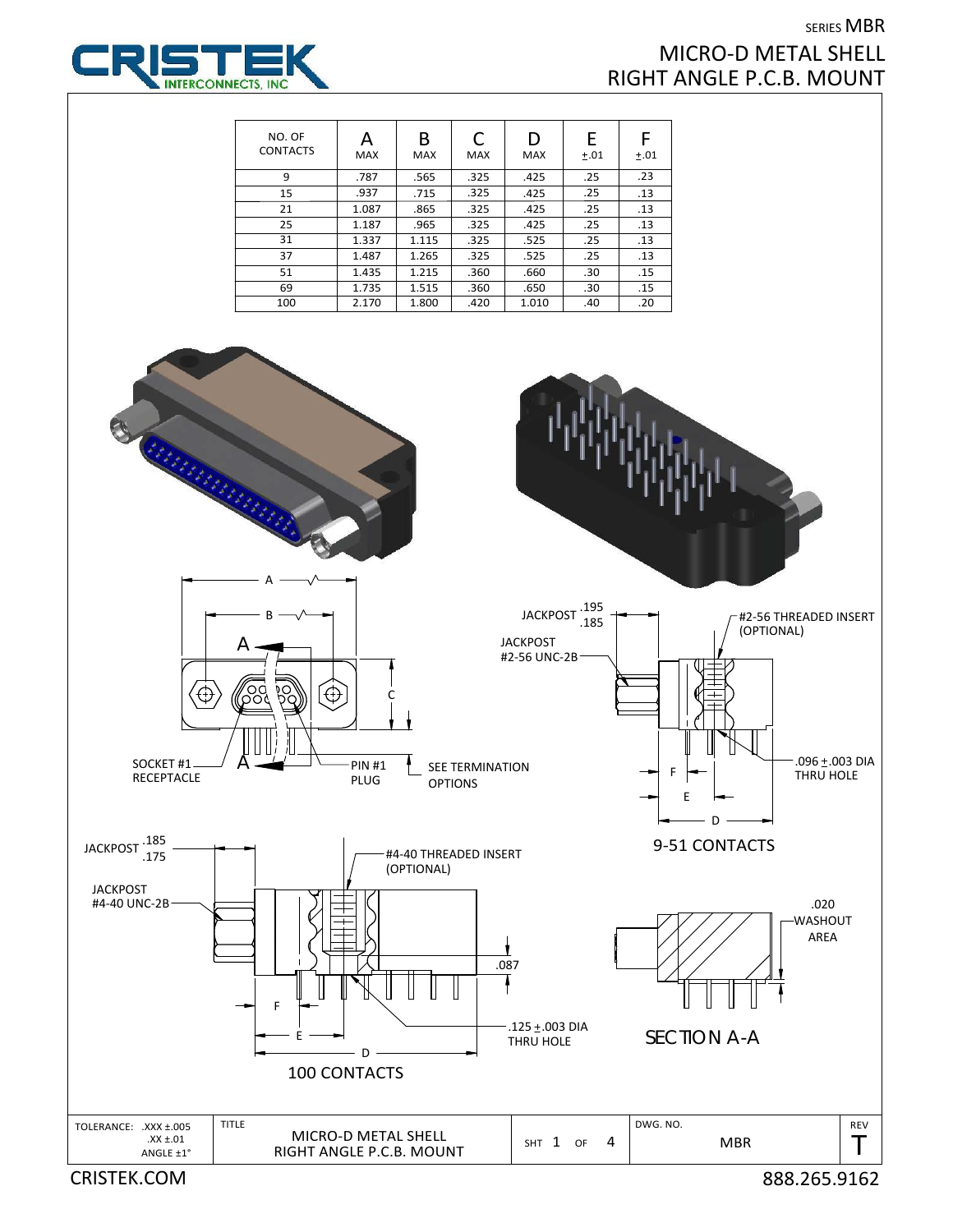SERIES MBR

# MICRO-D METAL SHELL RIGHT ANGLE P.C.B. MOUNT

| NO. OF CONTACTS | A MAX | B MAX | C MAX | D MAX | E ±.01 | F ±.01 |
|---|---|---|---|---|---|---|
| 9 | .787 | .565 | .325 | .425 | .25 | .23 |
| 15 | .937 | .715 | .325 | .425 | .25 | .13 |
| 21 | 1.087 | .865 | .325 | .425 | .25 | .13 |
| 25 | 1.187 | .965 | .325 | .425 | .25 | .13 |
| 31 | 1.337 | 1.115 | .325 | .525 | .25 | .13 |
| 37 | 1.487 | 1.265 | .325 | .525 | .25 | .13 |
| 51 | 1.435 | 1.215 | .360 | .660 | .30 | .15 |
| 69 | 1.735 | 1.515 | .360 | .650 | .30 | .15 |
| 100 | 2.170 | 1.800 | .420 | 1.010 | .40 | .20 |

A
B
C
SOCKET #1 RECEPTACLE
PIN #1 PLUG
SEE TERMINATION OPTIONS

JACKPOST .195/.185
JACKPOST #2-56 UNC-2B
#2-56 THREADED INSERT (OPTIONAL)
.096 ±.003 DIA THRU HOLE
F
E
D

9-51 CONTACTS

JACKPOST .185/.175
JACKPOST #4-40 UNC-2B
#4-40 THREADED INSERT (OPTIONAL)
.087
.125 ±.003 DIA THRU HOLE
F
E
D

100 CONTACTS

.020 WASHOUT AREA

SECTION A-A

| TOLERANCE: .XXX ±.005, .XX ±.01, ANGLE ±1° | TITLE: MICRO-D METAL SHELL RIGHT ANGLE P.C.B. MOUNT | SHT 1 OF 4 | DWG. NO. MBR | REV T |
|---|---|---|---|---|

CRISTEK.COM

888.265.9162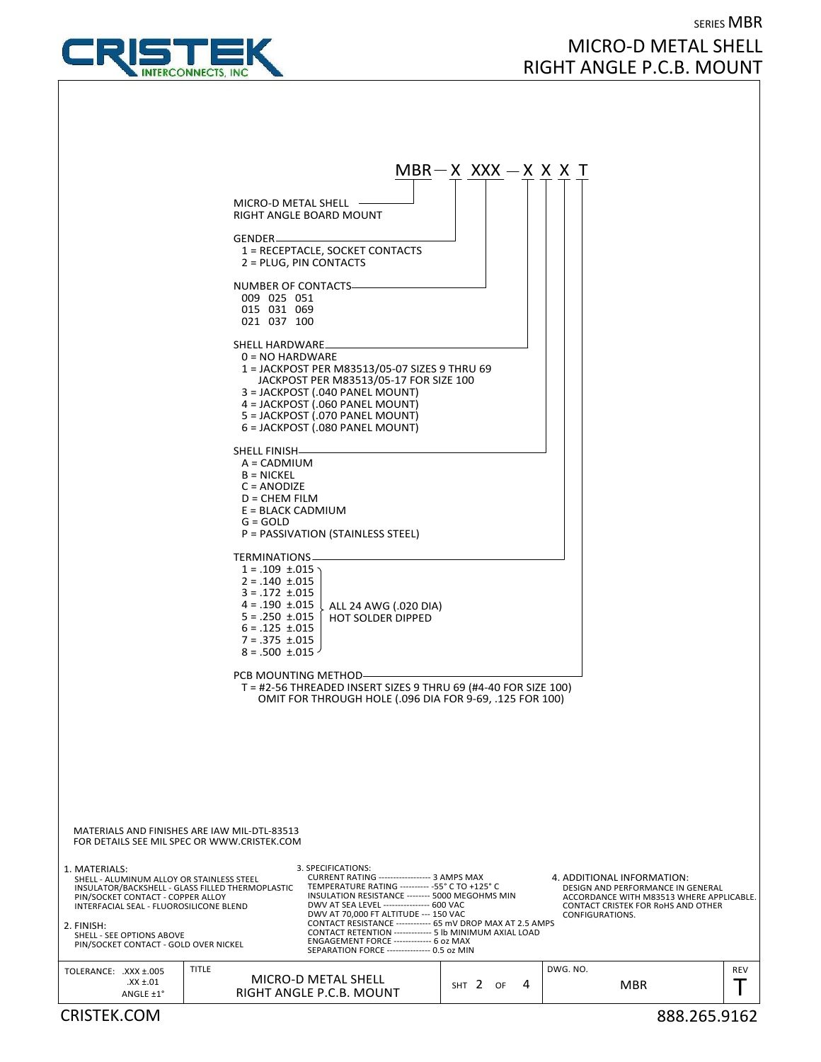SERIES MBR

# MICRO-D METAL SHELL RIGHT ANGLE P.C.B. MOUNT

**MBR — X XXX — X X X T**

MICRO-D METAL SHELL RIGHT ANGLE BOARD MOUNT

GENDER
- 1 = RECEPTACLE, SOCKET CONTACTS
- 2 = PLUG, PIN CONTACTS

NUMBER OF CONTACTS

009 025 051
015 031 069
021 037 100

SHELL HARDWARE
- 0 = NO HARDWARE
- 1 = JACKPOST PER M83513/05-07 SIZES 9 THRU 69
  JACKPOST PER M83513/05-17 FOR SIZE 100
- 3 = JACKPOST (.040 PANEL MOUNT)
- 4 = JACKPOST (.060 PANEL MOUNT)
- 5 = JACKPOST (.070 PANEL MOUNT)
- 6 = JACKPOST (.080 PANEL MOUNT)

SHELL FINISH
- A = CADMIUM
- B = NICKEL
- C = ANODIZE
- D = CHEM FILM
- E = BLACK CADMIUM
- G = GOLD
- P = PASSIVATION (STAINLESS STEEL)

TERMINATIONS (ALL 24 AWG (.020 DIA) HOT SOLDER DIPPED)
- 1 = .109 ±.015
- 2 = .140 ±.015
- 3 = .172 ±.015
- 4 = .190 ±.015
- 5 = .250 ±.015
- 6 = .125 ±.015
- 7 = .375 ±.015
- 8 = .500 ±.015

PCB MOUNTING METHOD
- T = #2-56 THREADED INSERT SIZES 9 THRU 69 (#4-40 FOR SIZE 100)
  OMIT FOR THROUGH HOLE (.096 DIA FOR 9-69, .125 FOR 100)

MATERIALS AND FINISHES ARE IAW MIL-DTL-83513
FOR DETAILS SEE MIL SPEC OR WWW.CRISTEK.COM

1. MATERIALS:
   - SHELL - ALUMINUM ALLOY OR STAINLESS STEEL
   - INSULATOR/BACKSHELL - GLASS FILLED THERMOPLASTIC
   - PIN/SOCKET CONTACT - COPPER ALLOY
   - INTERFACIAL SEAL - FLUOROSILICONE BLEND

2. FINISH:
   - SHELL - SEE OPTIONS ABOVE
   - PIN/SOCKET CONTACT - GOLD OVER NICKEL

3. SPECIFICATIONS:
   - CURRENT RATING ------------------ 3 AMPS MAX
   - TEMPERATURE RATING ---------- -55° C TO +125° C
   - INSULATION RESISTANCE -------- 5000 MEGOHMS MIN
   - DWV AT SEA LEVEL ---------------- 600 VAC
   - DWV AT 70,000 FT ALTITUDE --- 150 VAC
   - CONTACT RESISTANCE ------------ 65 mV DROP MAX AT 2.5 AMPS
   - CONTACT RETENTION ------------- 5 lb MINIMUM AXIAL LOAD
   - ENGAGEMENT FORCE ------------- 6 oz MAX
   - SEPARATION FORCE -------------- 0.5 oz MIN

4. ADDITIONAL INFORMATION:
   DESIGN AND PERFORMANCE IN GENERAL ACCORDANCE WITH M83513 WHERE APPLICABLE. CONTACT CRISTEK FOR RoHS AND OTHER CONFIGURATIONS.

| TOLERANCE: .XXX ±.005 .XX ±.01 ANGLE ±1° | TITLE: MICRO-D METAL SHELL RIGHT ANGLE P.C.B. MOUNT | SHT 2 OF 4 | DWG. NO. MBR | REV T |
|---|---|---|---|---|

CRISTEK.COM 888.265.9162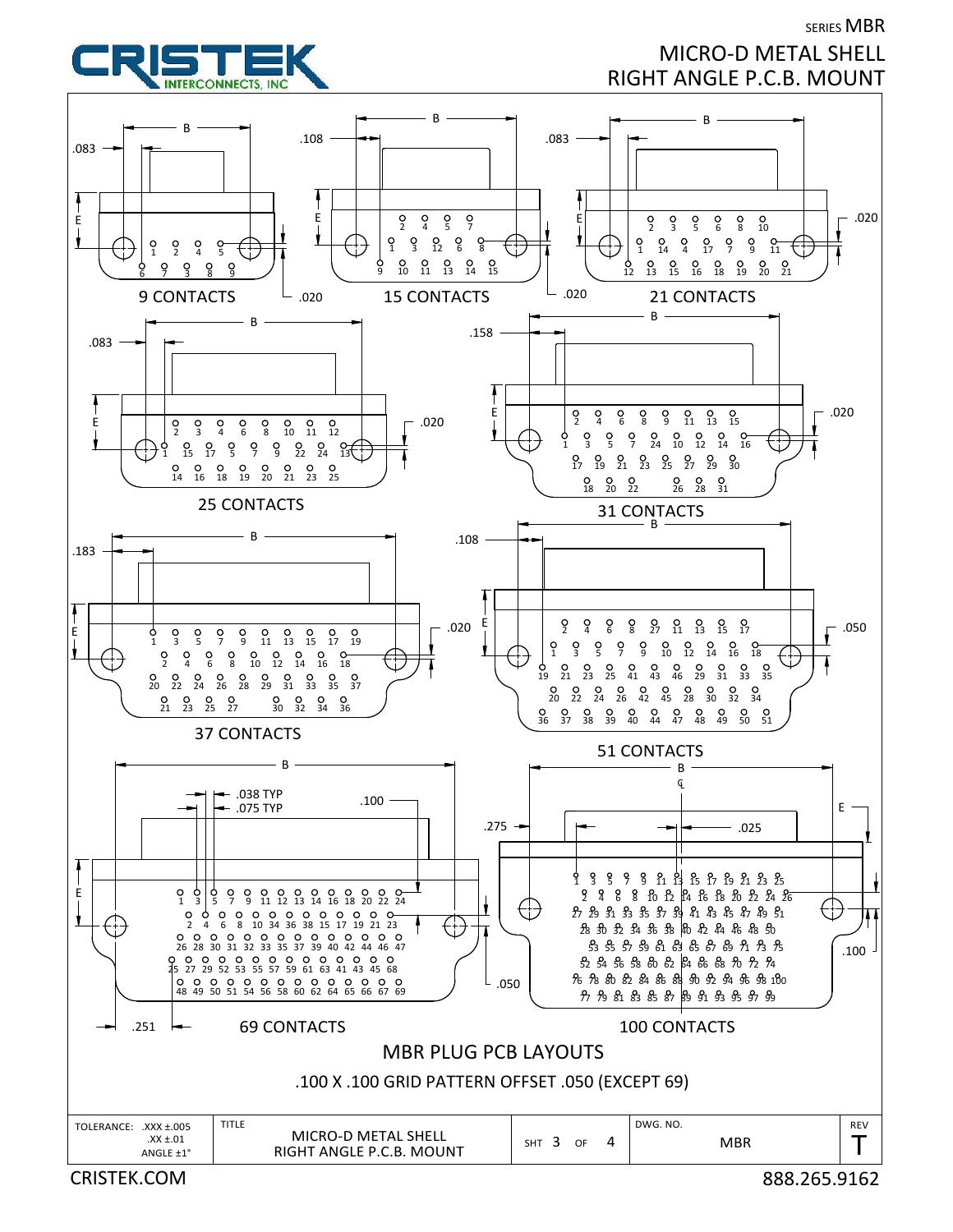SERIES MBR

# MICRO-D METAL SHELL RIGHT ANGLE P.C.B. MOUNT

CRISTEK INTERCONNECTS, INC

9 CONTACTS

B, .083, E, .020

1 2 4 5
6 7 3 8 9

15 CONTACTS

B, .108, E, .020

2 4 5 7
1 3 12 6 8
9 10 11 13 14 15

21 CONTACTS

B, .083, E, .020

2 3 5 6 8 10
1 14 4 17 7 9 11
12 13 15 16 18 19 20 21

25 CONTACTS

B, .083, E, .020

2 3 4 6 8 10 11 12
1 15 17 5 7 9 22 24 13
14 16 18 19 20 21 23 25

31 CONTACTS

B, .158, E, .020

2 4 6 8 9 11 13 15
1 3 5 7 24 10 12 14 16
17 19 21 23 25 27 29 30
18 20 22 26 28 31

37 CONTACTS

B, .183, E, .020

1 3 5 7 9 11 13 15 17 19
2 4 6 8 10 12 14 16 18
20 22 24 26 28 29 31 33 35 37
21 23 25 27 30 32 34 36

51 CONTACTS

B, .108, E, .050

2 4 6 8 27 11 13 15 17
1 3 5 7 9 10 12 14 16 18
19 21 23 25 41 43 46 29 31 33 35
20 22 24 26 42 45 28 30 32 34
36 37 38 39 40 44 47 48 49 50 51

69 CONTACTS

B, .038 TYP, .075 TYP, .100, E, .050, .251

1 3 5 7 9 11 12 13 14 16 18 20 22 24
2 4 6 8 10 34 36 38 15 17 19 21 23
26 28 30 31 32 33 35 37 39 40 42 44 46 47
25 27 29 52 53 55 57 59 61 63 41 43 45 68
48 49 50 51 54 56 58 60 62 64 65 66 67 69

100 CONTACTS

B, ℄, E, .275, .025, .100

1 3 5 7 9 11 13 15 17 19 21 23 25
2 4 6 8 10 12 14 16 18 20 22 24 26
27 29 31 33 35 37 39 41 43 45 47 49 51
28 30 32 34 36 38 40 42 44 46 48 50
53 55 57 59 61 63 65 67 69 71 73 75
52 54 56 58 60 62 64 66 68 70 72 74
76 78 80 82 84 86 88 90 92 94 96 98 100
77 79 81 83 85 87 89 91 93 95 97 99

## MBR PLUG PCB LAYOUTS

.100 X .100 GRID PATTERN OFFSET .050 (EXCEPT 69)

| TOLERANCE: .XXX ±.005 .XX ±.01 ANGLE ±1° | TITLE MICRO-D METAL SHELL RIGHT ANGLE P.C.B. MOUNT | SHT 3 OF 4 | DWG. NO. MBR | REV T |
|---|---|---|---|---|

CRISTEK.COM 888.265.9162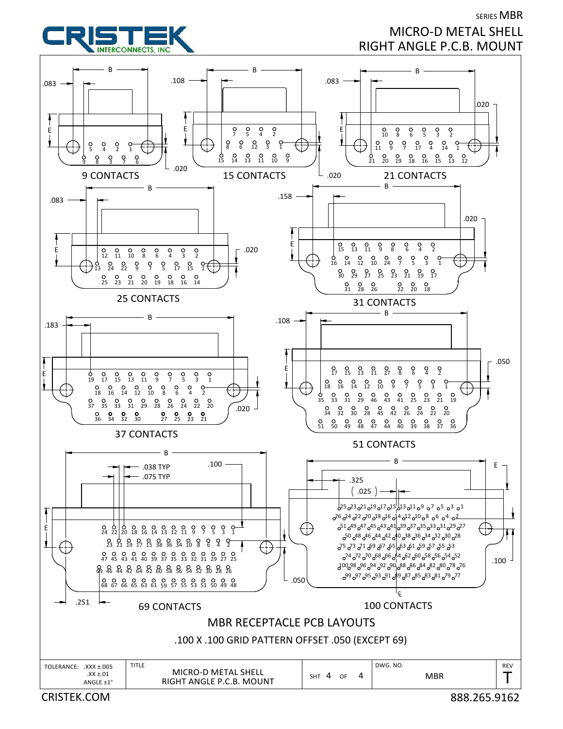SERIES MBR

# MICRO-D METAL SHELL RIGHT ANGLE P.C.B. MOUNT

9 CONTACTS

15 CONTACTS

21 CONTACTS

25 CONTACTS

31 CONTACTS

37 CONTACTS

51 CONTACTS

69 CONTACTS

100 CONTACTS

## MBR RECEPTACLE PCB LAYOUTS

.100 X .100 GRID PATTERN OFFSET .050 (EXCEPT 69)

| | | | | |
|---|---|---|---|---|
| TOLERANCE: .XXX ±.005 .XX ±.01 ANGLE ±1° | TITLE MICRO-D METAL SHELL RIGHT ANGLE P.C.B. MOUNT | SHT 4 OF 4 | DWG. NO. MBR | REV T |

CRISTEK.COM

888.265.9162